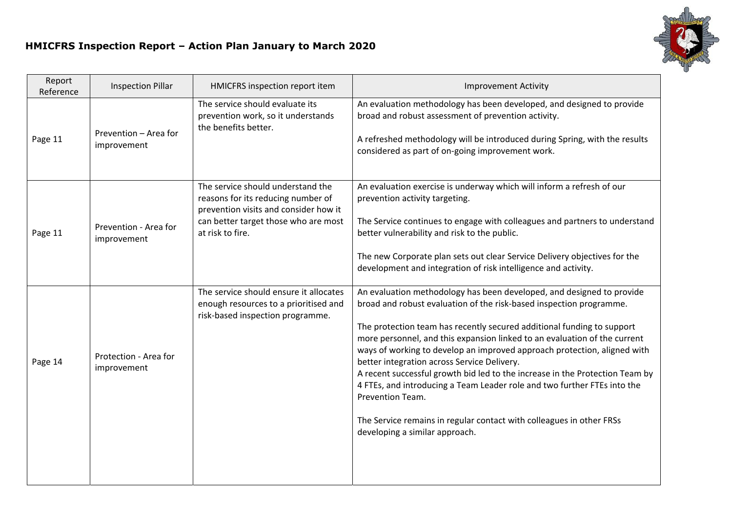## HMICFRS Inspection Report – Action Plan January to March 2020

| Report Reference | Inspection Pillar | HMICFRS inspection report item | Improvement Activity |
|---|---|---|---|
| Page 11 | Prevention – Area for improvement | The service should evaluate its prevention work, so it understands the benefits better. | An evaluation methodology has been developed, and designed to provide broad and robust assessment of prevention activity.<br><br>A refreshed methodology will be introduced during Spring, with the results considered as part of on-going improvement work. |
| Page 11 | Prevention - Area for improvement | The service should understand the reasons for its reducing number of prevention visits and consider how it can better target those who are most at risk to fire. | An evaluation exercise is underway which will inform a refresh of our prevention activity targeting.<br><br>The Service continues to engage with colleagues and partners to understand better vulnerability and risk to the public.<br><br>The new Corporate plan sets out clear Service Delivery objectives for the development and integration of risk intelligence and activity. |
| Page 14 | Protection - Area for improvement | The service should ensure it allocates enough resources to a prioritised and risk-based inspection programme. | An evaluation methodology has been developed, and designed to provide broad and robust evaluation of the risk-based inspection programme.<br><br>The protection team has recently secured additional funding to support more personnel, and this expansion linked to an evaluation of the current ways of working to develop an improved approach protection, aligned with better integration across Service Delivery.<br>A recent successful growth bid led to the increase in the Protection Team by 4 FTEs, and introducing a Team Leader role and two further FTEs into the Prevention Team.<br><br>The Service remains in regular contact with colleagues in other FRSs developing a similar approach. |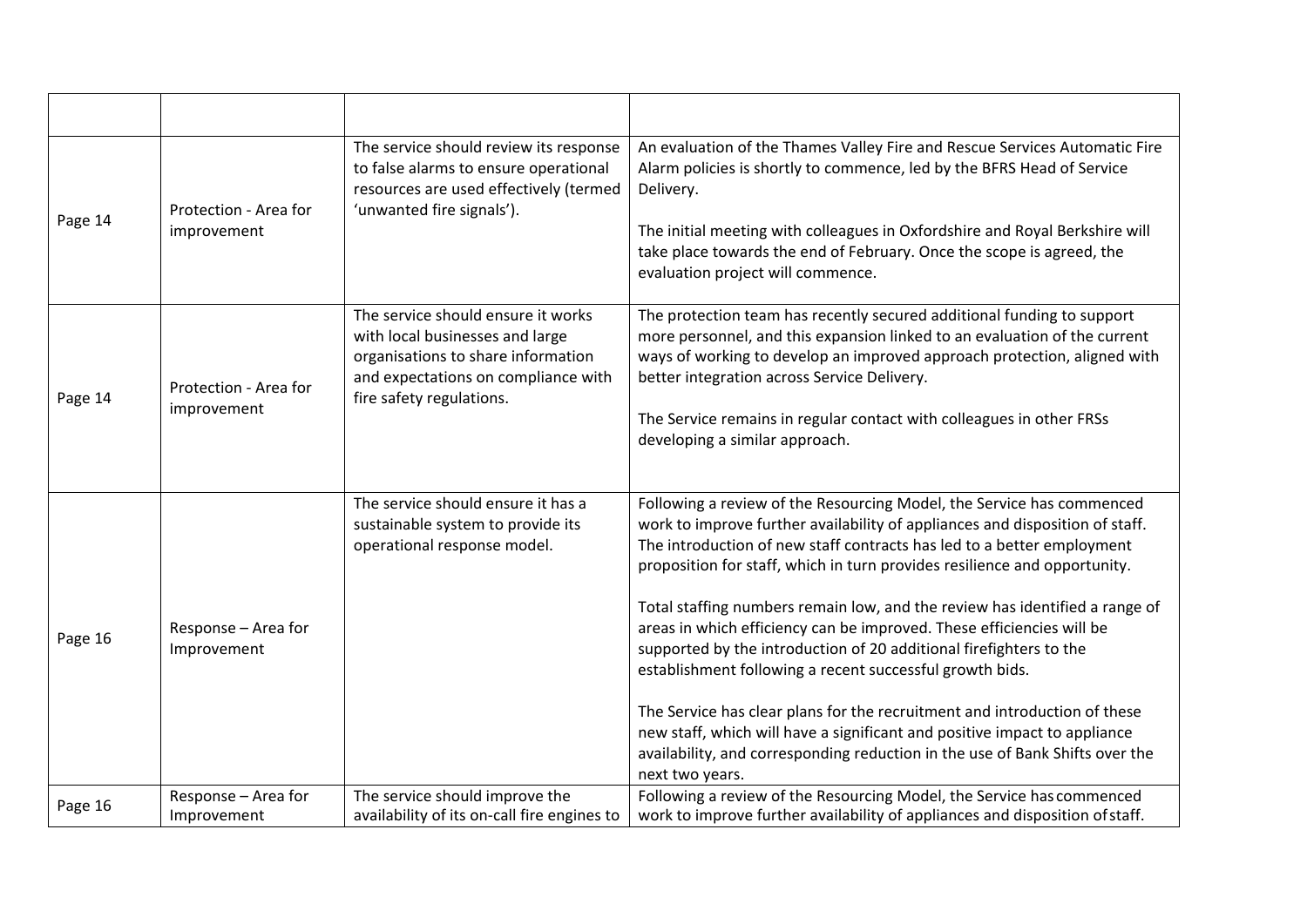| | | | |
|---|---|---|---|
| Page 14 | Protection - Area for improvement | The service should review its response to false alarms to ensure operational resources are used effectively (termed 'unwanted fire signals'). | An evaluation of the Thames Valley Fire and Rescue Services Automatic Fire Alarm policies is shortly to commence, led by the BFRS Head of Service Delivery.<br><br>The initial meeting with colleagues in Oxfordshire and Royal Berkshire will take place towards the end of February. Once the scope is agreed, the evaluation project will commence. |
| Page 14 | Protection - Area for improvement | The service should ensure it works with local businesses and large organisations to share information and expectations on compliance with fire safety regulations. | The protection team has recently secured additional funding to support more personnel, and this expansion linked to an evaluation of the current ways of working to develop an improved approach protection, aligned with better integration across Service Delivery.<br><br>The Service remains in regular contact with colleagues in other FRSs developing a similar approach. |
| Page 16 | Response – Area for Improvement | The service should ensure it has a sustainable system to provide its operational response model. | Following a review of the Resourcing Model, the Service has commenced work to improve further availability of appliances and disposition of staff. The introduction of new staff contracts has led to a better employment proposition for staff, which in turn provides resilience and opportunity.<br><br>Total staffing numbers remain low, and the review has identified a range of areas in which efficiency can be improved. These efficiencies will be supported by the introduction of 20 additional firefighters to the establishment following a recent successful growth bids.<br><br>The Service has clear plans for the recruitment and introduction of these new staff, which will have a significant and positive impact to appliance availability, and corresponding reduction in the use of Bank Shifts over the next two years. |
| Page 16 | Response – Area for Improvement | The service should improve the availability of its on-call fire engines to | Following a review of the Resourcing Model, the Service has commenced work to improve further availability of appliances and disposition of staff. |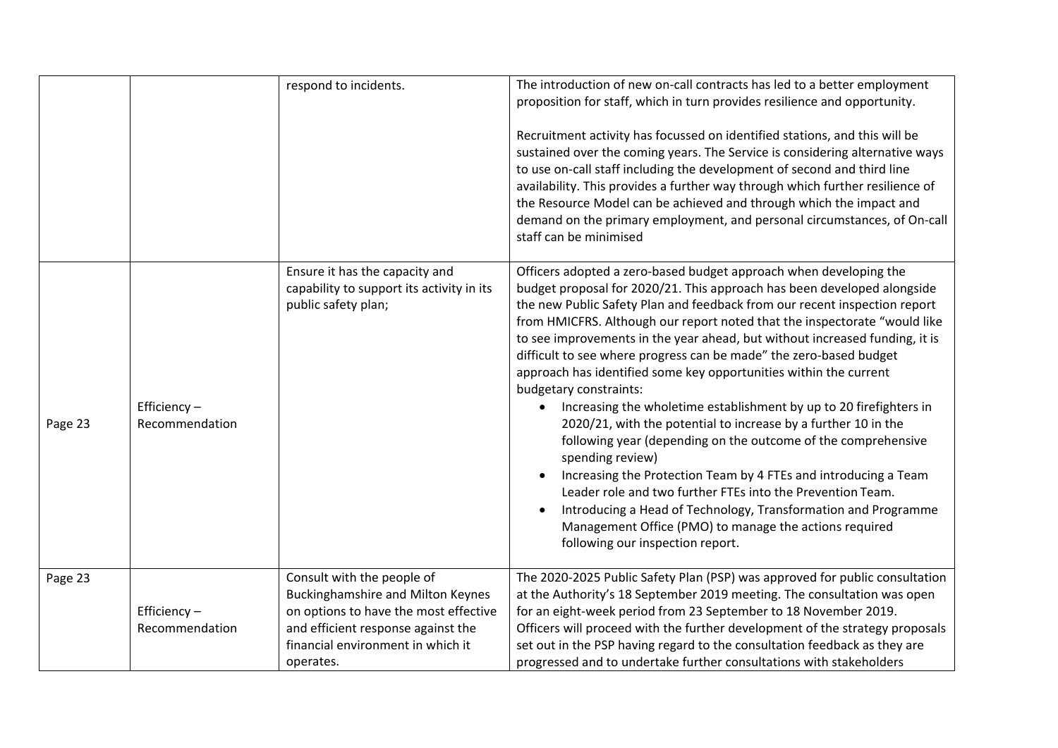| | | | |
|---|---|---|---|
| | | respond to incidents. | The introduction of new on-call contracts has led to a better employment proposition for staff, which in turn provides resilience and opportunity.<br><br>Recruitment activity has focussed on identified stations, and this will be sustained over the coming years. The Service is considering alternative ways to use on-call staff including the development of second and third line availability. This provides a further way through which further resilience of the Resource Model can be achieved and through which the impact and demand on the primary employment, and personal circumstances, of On-call staff can be minimised |
| Page 23 | Efficiency – Recommendation | Ensure it has the capacity and capability to support its activity in its public safety plan; | Officers adopted a zero-based budget approach when developing the budget proposal for 2020/21. This approach has been developed alongside the new Public Safety Plan and feedback from our recent inspection report from HMICFRS. Although our report noted that the inspectorate "would like to see improvements in the year ahead, but without increased funding, it is difficult to see where progress can be made" the zero-based budget approach has identified some key opportunities within the current budgetary constraints:<br>• Increasing the wholetime establishment by up to 20 firefighters in 2020/21, with the potential to increase by a further 10 in the following year (depending on the outcome of the comprehensive spending review)<br>• Increasing the Protection Team by 4 FTEs and introducing a Team Leader role and two further FTEs into the Prevention Team.<br>• Introducing a Head of Technology, Transformation and Programme Management Office (PMO) to manage the actions required following our inspection report. |
| Page 23 | Efficiency – Recommendation | Consult with the people of Buckinghamshire and Milton Keynes on options to have the most effective and efficient response against the financial environment in which it operates. | The 2020-2025 Public Safety Plan (PSP) was approved for public consultation at the Authority's 18 September 2019 meeting. The consultation was open for an eight-week period from 23 September to 18 November 2019. Officers will proceed with the further development of the strategy proposals set out in the PSP having regard to the consultation feedback as they are progressed and to undertake further consultations with stakeholders |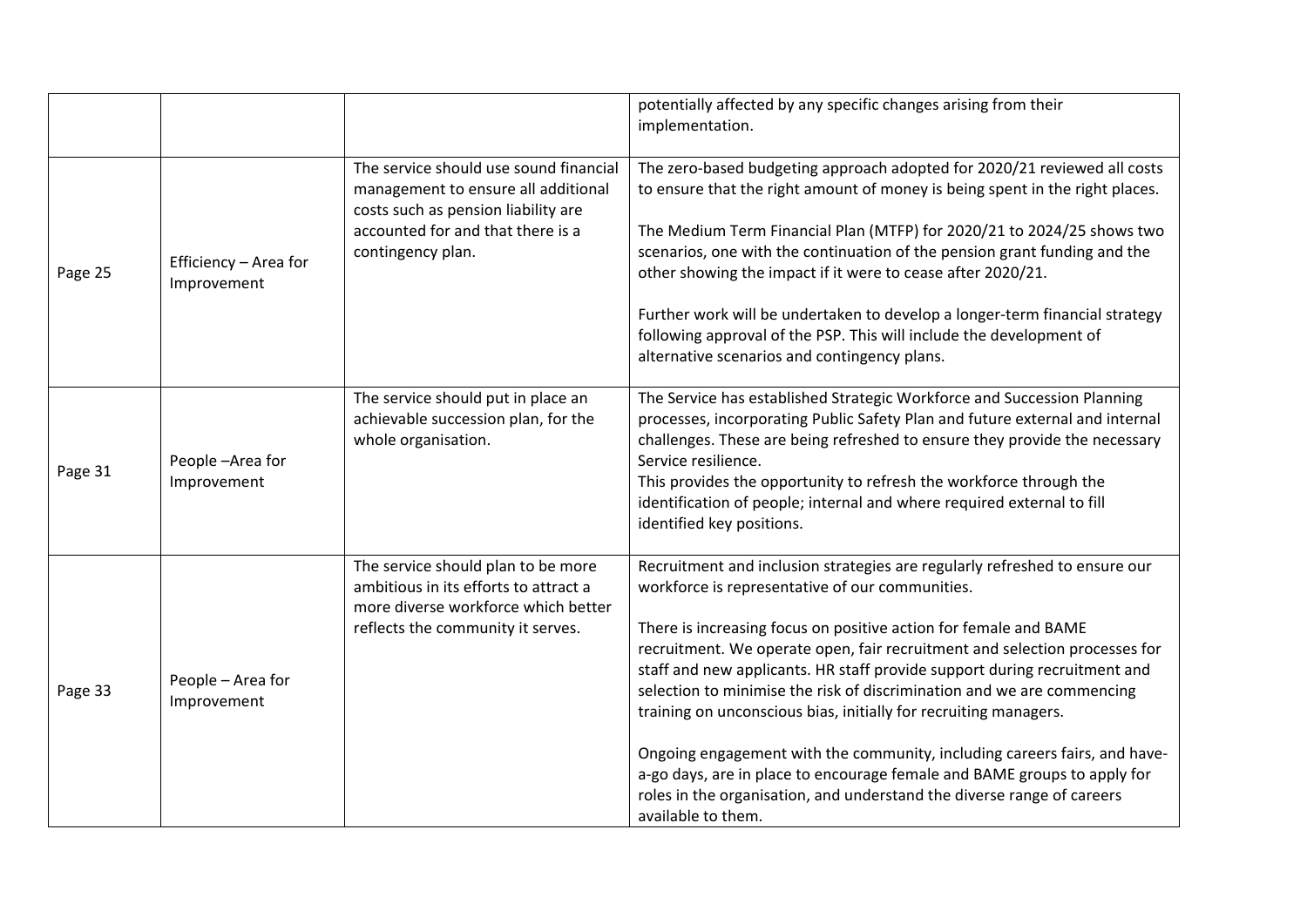| | | | |
|---|---|---|---|
| | | | potentially affected by any specific changes arising from their implementation. |
| Page 25 | Efficiency – Area for Improvement | The service should use sound financial management to ensure all additional costs such as pension liability are accounted for and that there is a contingency plan. | The zero-based budgeting approach adopted for 2020/21 reviewed all costs to ensure that the right amount of money is being spent in the right places.<br><br>The Medium Term Financial Plan (MTFP) for 2020/21 to 2024/25 shows two scenarios, one with the continuation of the pension grant funding and the other showing the impact if it were to cease after 2020/21.<br><br>Further work will be undertaken to develop a longer-term financial strategy following approval of the PSP. This will include the development of alternative scenarios and contingency plans. |
| Page 31 | People –Area for Improvement | The service should put in place an achievable succession plan, for the whole organisation. | The Service has established Strategic Workforce and Succession Planning processes, incorporating Public Safety Plan and future external and internal challenges. These are being refreshed to ensure they provide the necessary Service resilience.<br>This provides the opportunity to refresh the workforce through the identification of people; internal and where required external to fill identified key positions. |
| Page 33 | People – Area for Improvement | The service should plan to be more ambitious in its efforts to attract a more diverse workforce which better reflects the community it serves. | Recruitment and inclusion strategies are regularly refreshed to ensure our workforce is representative of our communities.<br><br>There is increasing focus on positive action for female and BAME recruitment. We operate open, fair recruitment and selection processes for staff and new applicants. HR staff provide support during recruitment and selection to minimise the risk of discrimination and we are commencing training on unconscious bias, initially for recruiting managers.<br><br>Ongoing engagement with the community, including careers fairs, and have-a-go days, are in place to encourage female and BAME groups to apply for roles in the organisation, and understand the diverse range of careers available to them. |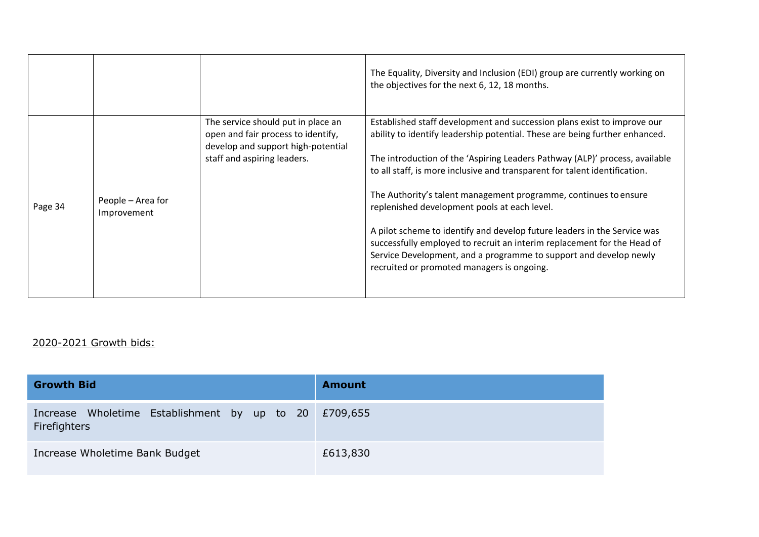| | | | |
|---|---|---|---|
| | | | The Equality, Diversity and Inclusion (EDI) group are currently working on the objectives for the next 6, 12, 18 months. |
| Page 34 | People – Area for Improvement | The service should put in place an open and fair process to identify, develop and support high-potential staff and aspiring leaders. | Established staff development and succession plans exist to improve our ability to identify leadership potential. These are being further enhanced.<br><br>The introduction of the 'Aspiring Leaders Pathway (ALP)' process, available to all staff, is more inclusive and transparent for talent identification.<br><br>The Authority's talent management programme, continues to ensure replenished development pools at each level.<br><br>A pilot scheme to identify and develop future leaders in the Service was successfully employed to recruit an interim replacement for the Head of Service Development, and a programme to support and develop newly recruited or promoted managers is ongoing. |

2020-2021 Growth bids:

| Growth Bid | Amount |
|---|---|
| Increase Wholetime Establishment by up to 20 Firefighters | £709,655 |
| Increase Wholetime Bank Budget | £613,830 |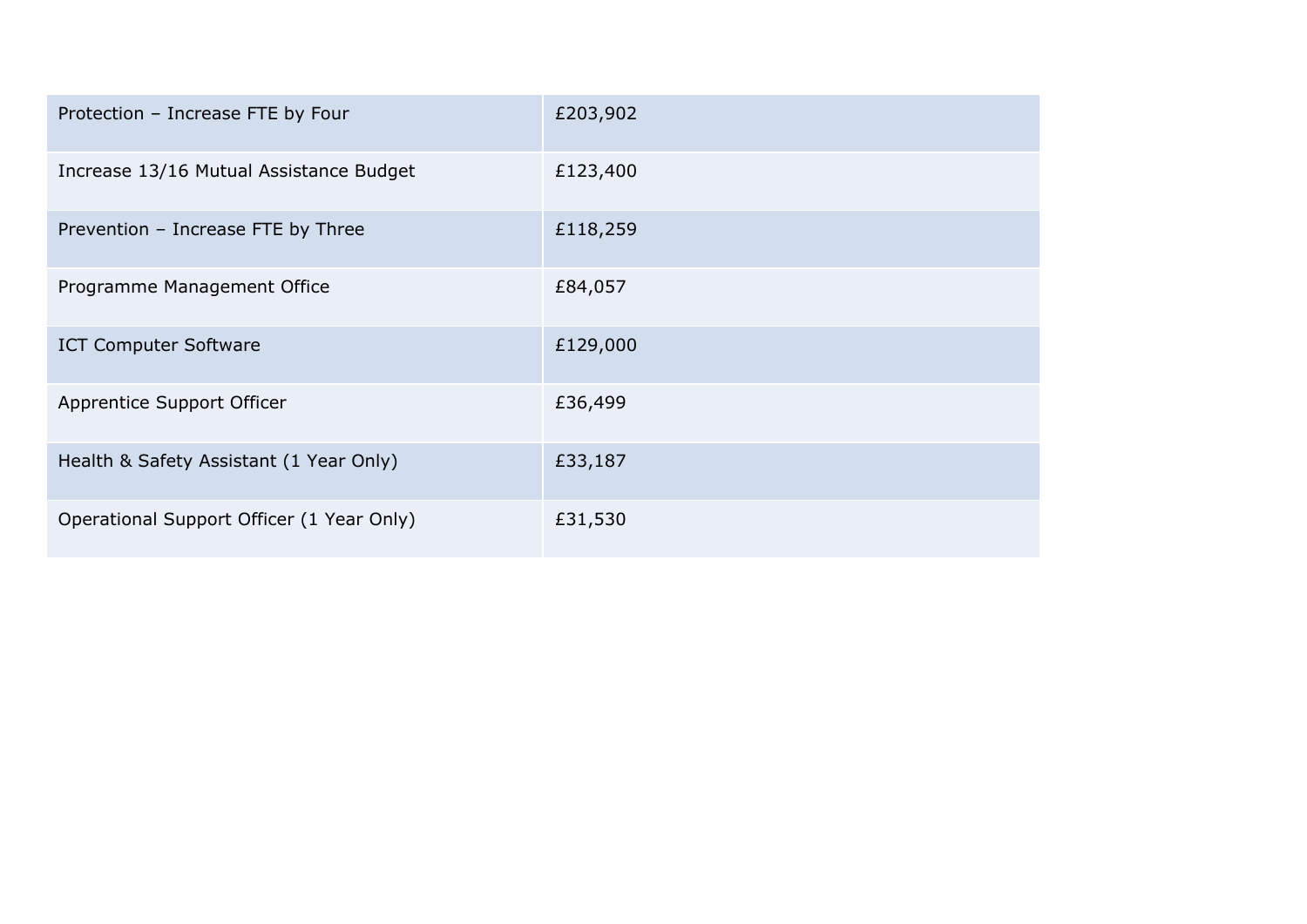| | |
|---|---|
| Protection – Increase FTE by Four | £203,902 |
| Increase 13/16 Mutual Assistance Budget | £123,400 |
| Prevention – Increase FTE by Three | £118,259 |
| Programme Management Office | £84,057 |
| ICT Computer Software | £129,000 |
| Apprentice Support Officer | £36,499 |
| Health & Safety Assistant (1 Year Only) | £33,187 |
| Operational Support Officer (1 Year Only) | £31,530 |